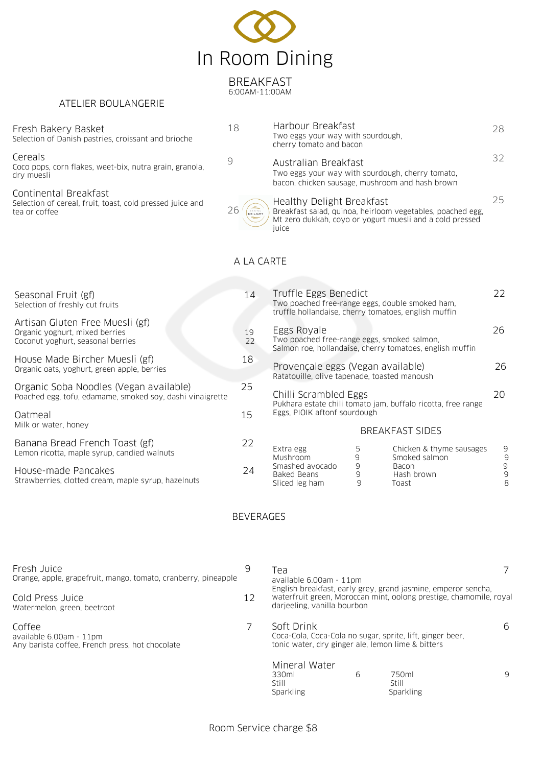# In Room Dining

## BREAKFAST

6:00AM-11:00AM

### ATELIER BOULANGERIE

**Fresh Bakery Basket** — 18
Selection of Danish pastries, croissant and brioche

**Cereals** — 9
Coco pops, corn flakes, weet-bix, nutra grain, granola, dry muesli

**Continental Breakfast** — 26
Selection of cereal, fruit, toast, cold pressed juice and tea or coffee

**Harbour Breakfast** — 28
Two eggs your way with sourdough, cherry tomato and bacon

**Australian Breakfast** — 32
Two eggs your way with sourdough, cherry tomato, bacon, chicken sausage, mushroom and hash brown

**Healthy Delight Breakfast** — 25
Breakfast salad, quinoa, heirloom vegetables, poached egg, Mt zero dukkah, coyo or yogurt muesli and a cold pressed juice

### A LA CARTE

**Seasonal Fruit (gf)** — 14
Selection of freshly cut fruits

**Artisan Gluten Free Muesli (gf)**
Organic yoghurt, mixed berries — 19
Coconut yoghurt, seasonal berries — 22

**House Made Bircher Muesli (gf)** — 18
Organic oats, yoghurt, green apple, berries

**Organic Soba Noodles (Vegan available)** — 25
Poached egg, tofu, edamame, smoked soy, dashi vinaigrette

**Oatmeal** — 15
Milk or water, honey

**Banana Bread French Toast (gf)** — 22
Lemon ricotta, maple syrup, candied walnuts

**House-made Pancakes** — 24
Strawberries, clotted cream, maple syrup, hazelnuts

**Truffle Eggs Benedict** — 22
Two poached free-range eggs, double smoked ham, truffle hollandaise, cherry tomatoes, english muffin

**Eggs Royale** — 26
Two poached free-range eggs, smoked salmon, Salmon roe, hollandaise, cherry tomatoes, english muffin

**Provençale eggs (Vegan available)** — 26
Ratatouille, olive tapenade, toasted manoush

**Chilli Scrambled Eggs** — 20
Pukhara estate chili tomato jam, buffalo ricotta, free range Eggs, PIOIK aftonf sourdough

### BREAKFAST SIDES

| Item | Price | Item | Price |
|---|---|---|---|
| Extra egg | 5 | Chicken & thyme sausages | 9 |
| Mushroom | 9 | Smoked salmon | 9 |
| Smashed avocado | 9 | Bacon | 9 |
| Baked Beans | 9 | Hash brown | 9 |
| Sliced leg ham | 9 | Toast | 8 |

### BEVERAGES

**Fresh Juice** — 9
Orange, apple, grapefruit, mango, tomato, cranberry, pineapple

**Cold Press Juice** — 12
Watermelon, green, beetroot

**Coffee** — 7
available 6.00am - 11pm
Any barista coffee, French press, hot chocolate

**Tea** — 7
available 6.00am - 11pm
English breakfast, early grey, grand jasmine, emperor sencha, waterfruit green, Moroccan mint, oolong prestige, chamomile, royal darjeeling, vanilla bourbon

**Soft Drink** — 6
Coca-Cola, Coca-Cola no sugar, sprite, lift, ginger beer, tonic water, dry ginger ale, lemon lime & bitters

**Mineral Water**

| 330ml | 6 | 750ml | 9 |
|---|---|---|---|
| Still | | Still | |
| Sparkling | | Sparkling | |

Room Service charge $8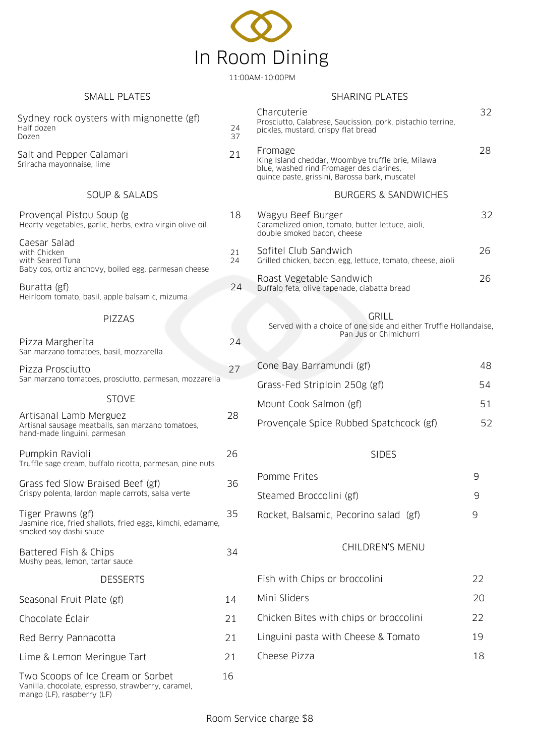# In Room Dining

11:00AM-10:00PM

## SMALL PLATES

**Sydney rock oysters with mignonette (gf)**
Half dozen — 24
Dozen — 37

**Salt and Pepper Calamari** — 21
Sriracha mayonnaise, lime

## SOUP & SALADS

**Provençal Pistou Soup (g** — 18
Hearty vegetables, garlic, herbs, extra virgin olive oil

**Caesar Salad**
with Chicken — 21
with Seared Tuna — 24
Baby cos, ortiz anchovy, boiled egg, parmesan cheese

**Buratta (gf)** — 24
Heirloom tomato, basil, apple balsamic, mizuma

## PIZZAS

**Pizza Margherita** — 24
San marzano tomatoes, basil, mozzarella

**Pizza Prosciutto** — 27
San marzano tomatoes, prosciutto, parmesan, mozzarella

## STOVE

**Artisanal Lamb Merguez** — 28
Artisnal sausage meatballs, san marzano tomatoes, hand-made linguini, parmesan

**Pumpkin Ravioli** — 26
Truffle sage cream, buffalo ricotta, parmesan, pine nuts

**Grass fed Slow Braised Beef (gf)** — 36
Crispy polenta, lardon maple carrots, salsa verte

**Tiger Prawns (gf)** — 35
Jasmine rice, fried shallots, fried eggs, kimchi, edamame, smoked soy dashi sauce

**Battered Fish & Chips** — 34
Mushy peas, lemon, tartar sauce

## DESSERTS

| Item | Price |
|---|---|
| Seasonal Fruit Plate (gf) | 14 |
| Chocolate Éclair | 21 |
| Red Berry Pannacotta | 21 |
| Lime & Lemon Meringue Tart | 21 |
| Two Scoops of Ice Cream or Sorbet<br>Vanilla, chocolate, espresso, strawberry, caramel, mango (LF), raspberry (LF) | 16 |

## SHARING PLATES

**Charcuterie** — 32
Prosciutto, Calabrese, Saucission, pork, pistachio terrine, pickles, mustard, crispy flat bread

**Fromage** — 28
King Island cheddar, Woombye truffle brie, Milawa blue, washed rind Fromager des clarines, quince paste, grissini, Barossa bark, muscatel

## BURGERS & SANDWICHES

**Wagyu Beef Burger** — 32
Caramelized onion, tomato, butter lettuce, aioli, double smoked bacon, cheese

**Sofitel Club Sandwich** — 26
Grilled chicken, bacon, egg, lettuce, tomato, cheese, aioli

**Roast Vegetable Sandwich** — 26
Buffalo feta, olive tapenade, ciabatta bread

## GRILL

Served with a choice of one side and either Truffle Hollandaise, Pan Jus or Chimichurri

| Item | Price |
|---|---|
| Cone Bay Barramundi (gf) | 48 |
| Grass-Fed Striploin 250g (gf) | 54 |
| Mount Cook Salmon (gf) | 51 |
| Provençale Spice Rubbed Spatchcock (gf) | 52 |

## SIDES

| Item | Price |
|---|---|
| Pomme Frites | 9 |
| Steamed Broccolini (gf) | 9 |
| Rocket, Balsamic, Pecorino salad (gf) | 9 |

## CHILDREN'S MENU

| Item | Price |
|---|---|
| Fish with Chips or broccolini | 22 |
| Mini Sliders | 20 |
| Chicken Bites with chips or broccolini | 22 |
| Linguini pasta with Cheese & Tomato | 19 |
| Cheese Pizza | 18 |

Room Service charge $8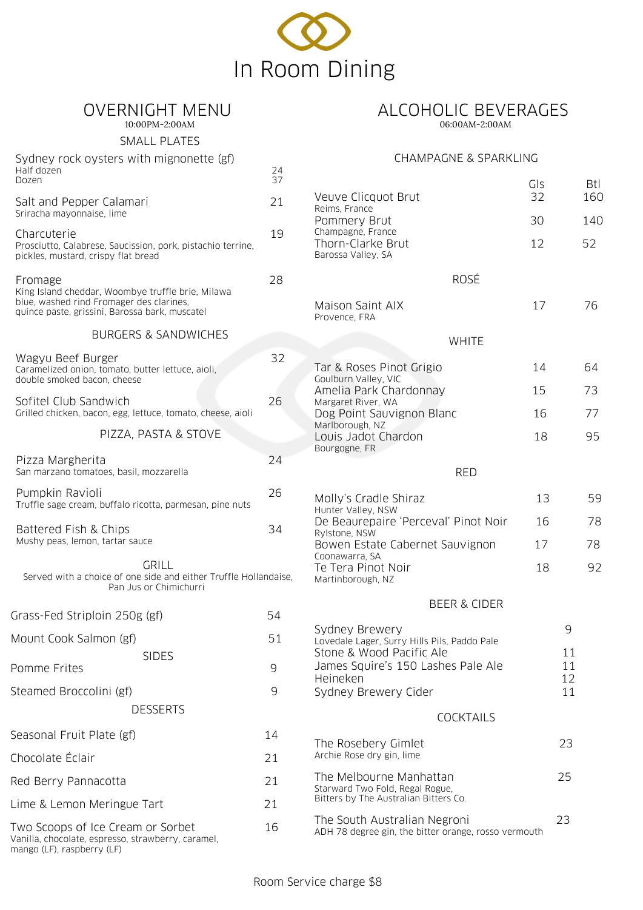# In Room Dining

## OVERNIGHT MENU

10:00PM–2:00AM

### SMALL PLATES

| | |
|---|---|
| Sydney rock oysters with mignonette (gf) | |
| Half dozen | 24 |
| Dozen | 37 |
| Salt and Pepper Calamari<br>Sriracha mayonnaise, lime | 21 |
| Charcuterie<br>Prosciutto, Calabrese, Saucission, pork, pistachio terrine, pickles, mustard, crispy flat bread | 19 |
| Fromage<br>King Island cheddar, Woombye truffle brie, Milawa blue, washed rind Fromager des clarines, quince paste, grissini, Barossa bark, muscatel | 28 |

### BURGERS & SANDWICHES

| | |
|---|---|
| Wagyu Beef Burger<br>Caramelized onion, tomato, butter lettuce, aioli, double smoked bacon, cheese | 32 |
| Sofitel Club Sandwich<br>Grilled chicken, bacon, egg, lettuce, tomato, cheese, aioli | 26 |

### PIZZA, PASTA & STOVE

| | |
|---|---|
| Pizza Margherita<br>San marzano tomatoes, basil, mozzarella | 24 |
| Pumpkin Ravioli<br>Truffle sage cream, buffalo ricotta, parmesan, pine nuts | 26 |
| Battered Fish & Chips<br>Mushy peas, lemon, tartar sauce | 34 |

### GRILL

Served with a choice of one side and either Truffle Hollandaise, Pan Jus or Chimichurri

| | |
|---|---|
| Grass-Fed Striploin 250g (gf) | 54 |
| Mount Cook Salmon (gf) | 51 |

### SIDES

| | |
|---|---|
| Pomme Frites | 9 |
| Steamed Broccolini (gf) | 9 |

### DESSERTS

| | |
|---|---|
| Seasonal Fruit Plate (gf) | 14 |
| Chocolate Éclair | 21 |
| Red Berry Pannacotta | 21 |
| Lime & Lemon Meringue Tart | 21 |
| Two Scoops of Ice Cream or Sorbet<br>Vanilla, chocolate, espresso, strawberry, caramel, mango (LF), raspberry (LF) | 16 |

## ALCOHOLIC BEVERAGES

06:00AM–2:00AM

### CHAMPAGNE & SPARKLING

| | Gls | Btl |
|---|---|---|
| Veuve Clicquot Brut<br>Reims, France | 32 | 160 |
| Pommery Brut<br>Champagne, France | 30 | 140 |
| Thorn-Clarke Brut<br>Barossa Valley, SA | 12 | 52 |

### ROSÉ

| | Gls | Btl |
|---|---|---|
| Maison Saint AIX<br>Provence, FRA | 17 | 76 |

### WHITE

| | Gls | Btl |
|---|---|---|
| Tar & Roses Pinot Grigio<br>Goulburn Valley, VIC | 14 | 64 |
| Amelia Park Chardonnay<br>Margaret River, WA | 15 | 73 |
| Dog Point Sauvignon Blanc<br>Marlborough, NZ | 16 | 77 |
| Louis Jadot Chardon<br>Bourgogne, FR | 18 | 95 |

### RED

| | Gls | Btl |
|---|---|---|
| Molly's Cradle Shiraz<br>Hunter Valley, NSW | 13 | 59 |
| De Beaurepaire 'Perceval' Pinot Noir<br>Rylstone, NSW | 16 | 78 |
| Bowen Estate Cabernet Sauvignon<br>Coonawarra, SA | 17 | 78 |
| Te Tera Pinot Noir<br>Martinborough, NZ | 18 | 92 |

### BEER & CIDER

| | |
|---|---|
| Sydney Brewery<br>Lovedale Lager, Surry Hills Pils, Paddo Pale | 9 |
| Stone & Wood Pacific Ale | 11 |
| James Squire's 150 Lashes Pale Ale | 11 |
| Heineken | 12 |
| Sydney Brewery Cider | 11 |

### COCKTAILS

| | |
|---|---|
| The Rosebery Gimlet<br>Archie Rose dry gin, lime | 23 |
| The Melbourne Manhattan<br>Starward Two Fold, Regal Rogue, Bitters by The Australian Bitters Co. | 25 |
| The South Australian Negroni<br>ADH 78 degree gin, the bitter orange, rosso vermouth | 23 |

Room Service charge $8